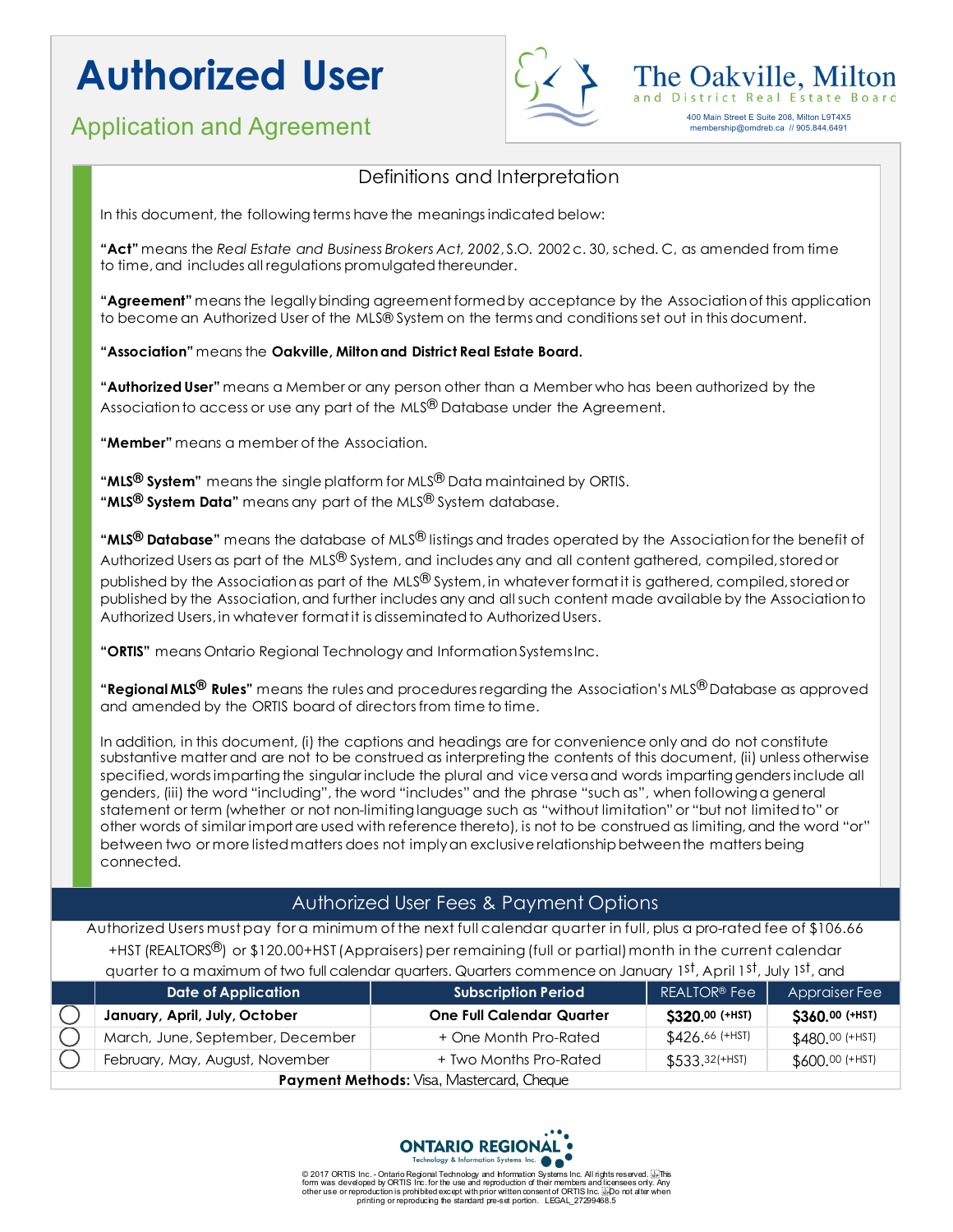# Authorized User

## Application and Agreement

The Oakville, Milton and District Real Estate Board

400 Main Street E Suite 208, Milton L9T4X5
membership@omdreb.ca // 905.844.6491

## Definitions and Interpretation

In this document, the following terms have the meanings indicated below:

**"Act"** means the *Real Estate and Business Brokers Act, 2002*, S.O. 2002 c. 30, sched. C, as amended from time to time, and includes all regulations promulgated thereunder.

**"Agreement"** means the legally binding agreement formed by acceptance by the Association of this application to become an Authorized User of the MLS® System on the terms and conditions set out in this document.

**"Association"** means the **Oakville, Milton and District Real Estate Board.**

**"Authorized User"** means a Member or any person other than a Member who has been authorized by the Association to access or use any part of the MLS® Database under the Agreement.

**"Member"** means a member of the Association.

**"MLS® System"** means the single platform for MLS® Data maintained by ORTIS.
**"MLS® System Data"** means any part of the MLS® System database.

**"MLS® Database"** means the database of MLS® listings and trades operated by the Association for the benefit of Authorized Users as part of the MLS® System, and includes any and all content gathered, compiled, stored or published by the Association as part of the MLS® System, in whatever format it is gathered, compiled, stored or published by the Association, and further includes any and all such content made available by the Association to Authorized Users, in whatever format it is disseminated to Authorized Users.

**"ORTIS"** means Ontario Regional Technology and Information Systems Inc.

**"Regional MLS® Rules"** means the rules and procedures regarding the Association's MLS® Database as approved and amended by the ORTIS board of directors from time to time.

In addition, in this document, (i) the captions and headings are for convenience only and do not constitute substantive matter and are not to be construed as interpreting the contents of this document, (ii) unless otherwise specified, words importing the singular include the plural and vice versa and words importing genders include all genders, (iii) the word "including", the word "includes" and the phrase "such as", when following a general statement or term (whether or not non-limiting language such as "without limitation" or "but not limited to" or other words of similar import are used with reference thereto), is not to be construed as limiting, and the word "or" between two or more listed matters does not imply an exclusive relationship between the matters being connected.

## Authorized User Fees & Payment Options

Authorized Users must pay for a minimum of the next full calendar quarter in full, plus a pro-rated fee of $106.66 +HST (REALTORS®) or $120.00+HST (Appraisers) per remaining (full or partial) month in the current calendar quarter to a maximum of two full calendar quarters. Quarters commence on January 1st, April 1st, July 1st, and

| | Date of Application | Subscription Period | REALTOR® Fee | Appraiser Fee |
|---|---|---|---|---|
| ◯ | **January, April, July, October** | **One Full Calendar Quarter** | **$320.00 (+HST)** | **$360.00 (+HST)** |
| ◯ | March, June, September, December | + One Month Pro-Rated | $426.66 (+HST) | $480.00 (+HST) |
| ◯ | February, May, August, November | + Two Months Pro-Rated | $533.32 (+HST) | $600.00 (+HST) |

**Payment Methods:** Visa, Mastercard, Cheque

ONTARIO REGIONAL
Technology & Information Systems Inc.

© 2017 ORTIS Inc. - Ontario Regional Technology and Information Systems Inc. All rights reserved. This form was developed by ORTIS Inc. for the use and reproduction of their members and licensees only. Any other use or reproduction is prohibited except with prior written consent of ORTIS Inc. Do not alter when printing or reproducing the standard pre-set portion. LEGAL_27299468.5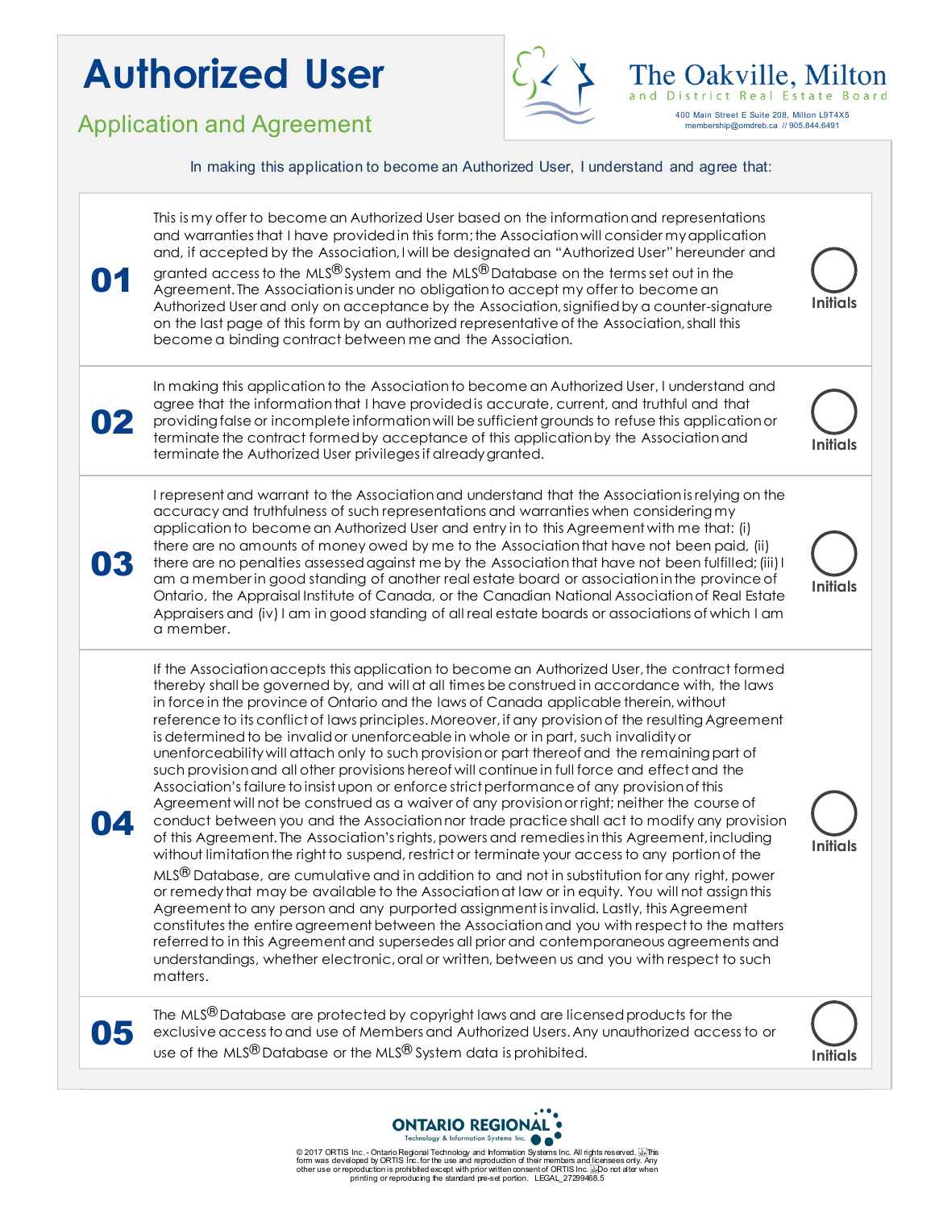# Authorized User

## Application and Agreement

**The Oakville, Milton and District Real Estate Board**

400 Main Street E Suite 208, Milton L9T4X5
membership@omdreb.ca // 905.844.6491

In making this application to become an Authorized User, I understand and agree that:

| | | |
|---|---|---|
| **01** | This is my offer to become an Authorized User based on the information and representations and warranties that I have provided in this form; the Association will consider my application and, if accepted by the Association, I will be designated an "Authorized User" hereunder and granted access to the MLS® System and the MLS® Database on the terms set out in the Agreement. The Association is under no obligation to accept my offer to become an Authorized User and only on acceptance by the Association, signified by a counter-signature on the last page of this form by an authorized representative of the Association, shall this become a binding contract between me and the Association. | Initials |
| **02** | In making this application to the Association to become an Authorized User, I understand and agree that the information that I have provided is accurate, current, and truthful and that providing false or incomplete information will be sufficient grounds to refuse this application or terminate the contract formed by acceptance of this application by the Association and terminate the Authorized User privileges if already granted. | Initials |
| **03** | I represent and warrant to the Association and understand that the Association is relying on the accuracy and truthfulness of such representations and warranties when considering my application to become an Authorized User and entry in to this Agreement with me that: (i) there are no amounts of money owed by me to the Association that have not been paid, (ii) there are no penalties assessed against me by the Association that have not been fulfilled; (iii) I am a member in good standing of another real estate board or association in the province of Ontario, the Appraisal Institute of Canada, or the Canadian National Association of Real Estate Appraisers and (iv) I am in good standing of all real estate boards or associations of which I am a member. | Initials |
| **04** | If the Association accepts this application to become an Authorized User, the contract formed thereby shall be governed by, and will at all times be construed in accordance with, the laws in force in the province of Ontario and the laws of Canada applicable therein, without reference to its conflict of laws principles. Moreover, if any provision of the resulting Agreement is determined to be invalid or unenforceable in whole or in part, such invalidity or unenforceability will attach only to such provision or part thereof and the remaining part of such provision and all other provisions hereof will continue in full force and effect and the Association's failure to insist upon or enforce strict performance of any provision of this Agreement will not be construed as a waiver of any provision or right; neither the course of conduct between you and the Association nor trade practice shall act to modify any provision of this Agreement. The Association's rights, powers and remedies in this Agreement, including without limitation the right to suspend, restrict or terminate your access to any portion of the MLS® Database, are cumulative and in addition to and not in substitution for any right, power or remedy that may be available to the Association at law or in equity. You will not assign this Agreement to any person and any purported assignment is invalid. Lastly, this Agreement constitutes the entire agreement between the Association and you with respect to the matters referred to in this Agreement and supersedes all prior and contemporaneous agreements and understandings, whether electronic, oral or written, between us and you with respect to such matters. | Initials |
| **05** | The MLS® Database are protected by copyright laws and are licensed products for the exclusive access to and use of Members and Authorized Users. Any unauthorized access to or use of the MLS® Database or the MLS® System data is prohibited. | Initials |

ONTARIO REGIONAL Technology & Information Systems Inc.

© 2017 ORTIS Inc. - Ontario Regional Technology and Information Systems Inc. All rights reserved. This form was developed by ORTIS Inc. for the use and reproduction of their members and licensees only. Any other use or reproduction is prohibited except with prior written consent of ORTIS Inc. Do not alter when printing or reproducing the standard pre-set portion. LEGAL_27299468.5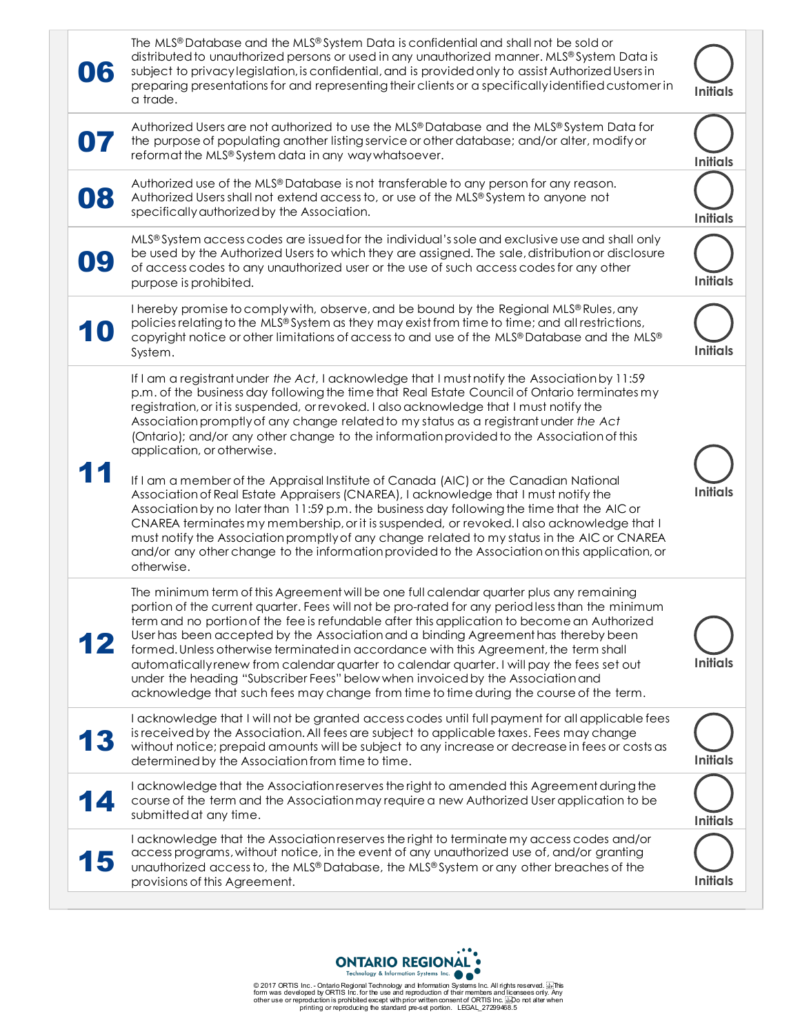| | | |
|---|---|---|
| **06** | The MLS® Database and the MLS® System Data is confidential and shall not be sold or distributed to unauthorized persons or used in any unauthorized manner. MLS® System Data is subject to privacy legislation, is confidential, and is provided only to assist Authorized Users in preparing presentations for and representing their clients or a specifically identified customer in a trade. | Initials |
| **07** | Authorized Users are not authorized to use the MLS® Database and the MLS® System Data for the purpose of populating another listing service or other database; and/or alter, modify or reformat the MLS® System data in any way whatsoever. | Initials |
| **08** | Authorized use of the MLS® Database is not transferable to any person for any reason. Authorized Users shall not extend access to, or use of the MLS® System to anyone not specifically authorized by the Association. | Initials |
| **09** | MLS® System access codes are issued for the individual's sole and exclusive use and shall only be used by the Authorized Users to which they are assigned. The sale, distribution or disclosure of access codes to any unauthorized user or the use of such access codes for any other purpose is prohibited. | Initials |
| **10** | I hereby promise to comply with, observe, and be bound by the Regional MLS® Rules, any policies relating to the MLS® System as they may exist from time to time; and all restrictions, copyright notice or other limitations of access to and use of the MLS® Database and the MLS® System. | Initials |
| **11** | If I am a registrant under *the Act*, I acknowledge that I must notify the Association by 11:59 p.m. of the business day following the time that Real Estate Council of Ontario terminates my registration, or it is suspended, or revoked. I also acknowledge that I must notify the Association promptly of any change related to my status as a registrant under *the Act* (Ontario); and/or any other change to the information provided to the Association of this application, or otherwise.<br><br>If I am a member of the Appraisal Institute of Canada (AIC) or the Canadian National Association of Real Estate Appraisers (CNAREA), I acknowledge that I must notify the Association by no later than 11:59 p.m. the business day following the time that the AIC or CNAREA terminates my membership, or it is suspended, or revoked. I also acknowledge that I must notify the Association promptly of any change related to my status in the AIC or CNAREA and/or any other change to the information provided to the Association on this application, or otherwise. | Initials |
| **12** | The minimum term of this Agreement will be one full calendar quarter plus any remaining portion of the current quarter. Fees will not be pro-rated for any period less than the minimum term and no portion of the fee is refundable after this application to become an Authorized User has been accepted by the Association and a binding Agreement has thereby been formed. Unless otherwise terminated in accordance with this Agreement, the term shall automatically renew from calendar quarter to calendar quarter. I will pay the fees set out under the heading "Subscriber Fees" below when invoiced by the Association and acknowledge that such fees may change from time to time during the course of the term. | Initials |
| **13** | I acknowledge that I will not be granted access codes until full payment for all applicable fees is received by the Association. All fees are subject to applicable taxes. Fees may change without notice; prepaid amounts will be subject to any increase or decrease in fees or costs as determined by the Association from time to time. | Initials |
| **14** | I acknowledge that the Association reserves the right to amended this Agreement during the course of the term and the Association may require a new Authorized User application to be submitted at any time. | Initials |
| **15** | I acknowledge that the Association reserves the right to terminate my access codes and/or access programs, without notice, in the event of any unauthorized use of, and/or granting unauthorized access to, the MLS® Database, the MLS® System or any other breaches of the provisions of this Agreement. | Initials |

ONTARIO REGIONAL Technology & Information Systems Inc.

© 2017 ORTIS Inc. - Ontario Regional Technology and Information Systems Inc. All rights reserved. This form was developed by ORTIS Inc. for the use and reproduction of their members and licensees only. Any other use or reproduction is prohibited except with prior written consent of ORTIS Inc. Do not alter when printing or reproducing the standard pre-set portion. LEGAL_27299468.5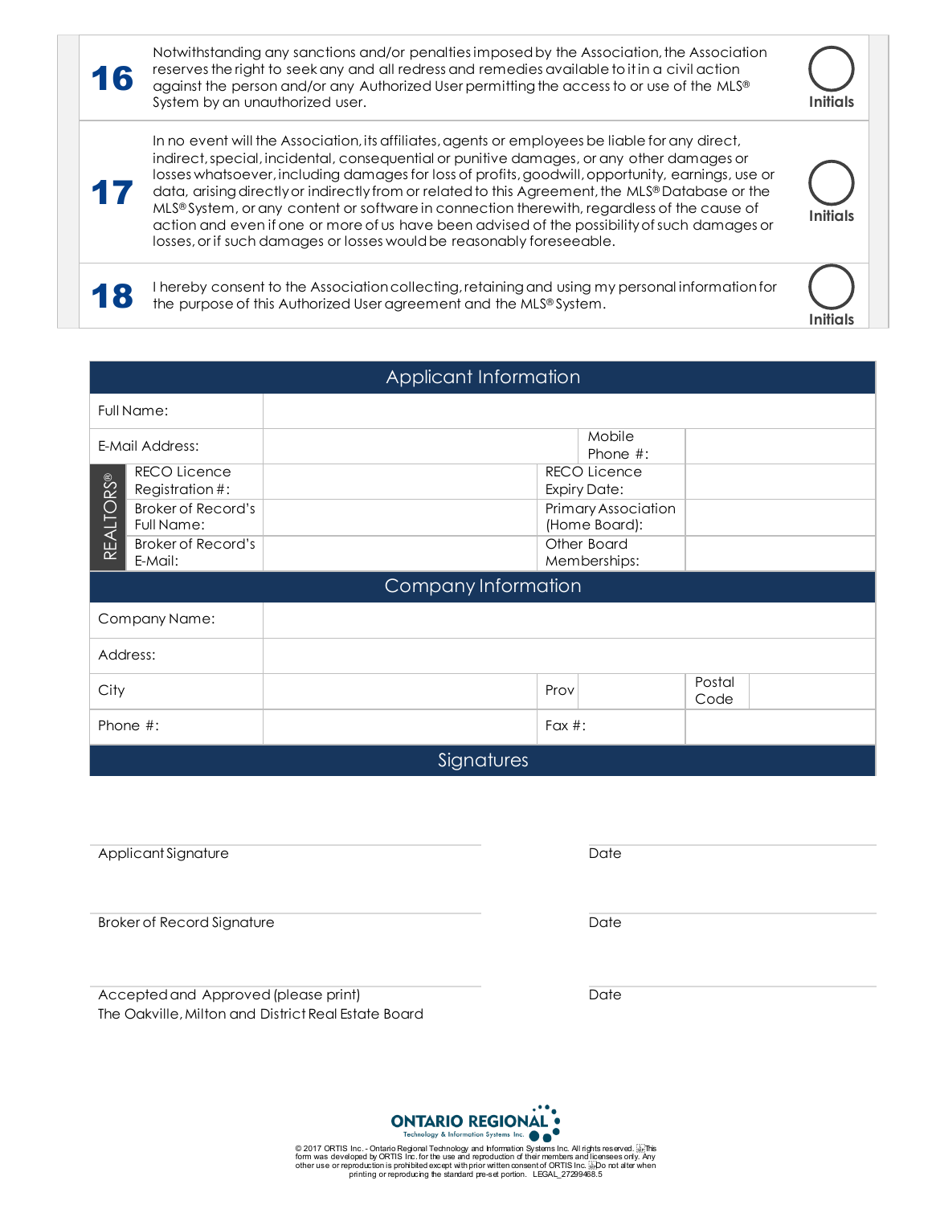| | | |
|---|---|---|
| **16** | Notwithstanding any sanctions and/or penalties imposed by the Association, the Association reserves the right to seek any and all redress and remedies available to it in a civil action against the person and/or any Authorized User permitting the access to or use of the MLS® System by an unauthorized user. | Initials |
| **17** | In no event will the Association, its affiliates, agents or employees be liable for any direct, indirect, special, incidental, consequential or punitive damages, or any other damages or losses whatsoever, including damages for loss of profits, goodwill, opportunity, earnings, use or data, arising directly or indirectly from or related to this Agreement, the MLS® Database or the MLS® System, or any content or software in connection therewith, regardless of the cause of action and even if one or more of us have been advised of the possibility of such damages or losses, or if such damages or losses would be reasonably foreseeable. | Initials |
| **18** | I hereby consent to the Association collecting, retaining and using my personal information for the purpose of this Authorized User agreement and the MLS® System. | Initials |

## Applicant Information

| | | | | | |
|---|---|---|---|---|---|
| Full Name: | | | | | |
| E-Mail Address: | | Mobile Phone #: | | | |
| REALTORS® | RECO Licence Registration #: | | RECO Licence Expiry Date: | | |
| | Broker of Record's Full Name: | | Primary Association (Home Board): | | |
| | Broker of Record's E-Mail: | | Other Board Memberships: | | |

## Company Information

| | | | | | |
|---|---|---|---|---|---|
| Company Name: | | | | | |
| Address: | | | | | |
| City | | Prov | | Postal Code | |
| Phone #: | | Fax #: | | | |

## Signatures

Applicant Signature — Date

Broker of Record Signature — Date

Accepted and Approved (please print) — Date
The Oakville, Milton and District Real Estate Board

ONTARIO REGIONAL
Technology & Information Systems Inc.

© 2017 ORTIS Inc. - Ontario Regional Technology and Information Systems Inc. All rights reserved. This form was developed by ORTIS Inc. for the use and reproduction of their members and licensees only. Any other use or reproduction is prohibited except with prior written consent of ORTIS Inc. Do not alter when printing or reproducing the standard pre-set portion. LEGAL_27299468.5